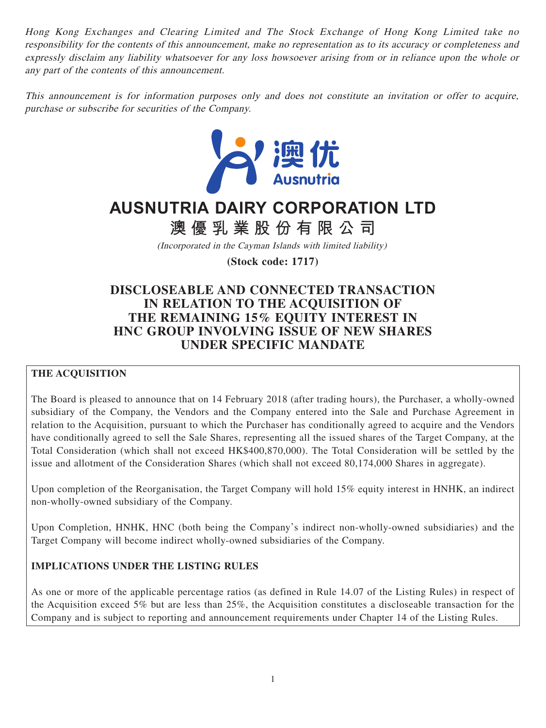*Hong Kong Exchanges and Clearing Limited and The Stock Exchange of Hong Kong Limited take no responsibility for the contents of this announcement, make no representation as to its accuracy or completeness and expressly disclaim any liability whatsoever for any loss howsoever arising from or in reliance upon the whole or any part of the contents of this announcement.*

*This announcement is for information purposes only and does not constitute an invitation or offer to acquire, purchase or subscribe for securities of the Company.*

澳优
Ausnutria

# AUSNUTRIA DAIRY CORPORATION LTD

# 澳優乳業股份有限公司

*(Incorporated in the Cayman Islands with limited liability)*

**(Stock code: 1717)**

## DISCLOSEABLE AND CONNECTED TRANSACTION IN RELATION TO THE ACQUISITION OF THE REMAINING 15% EQUITY INTEREST IN HNC GROUP INVOLVING ISSUE OF NEW SHARES UNDER SPECIFIC MANDATE

**THE ACQUISITION**

The Board is pleased to announce that on 14 February 2018 (after trading hours), the Purchaser, a wholly-owned subsidiary of the Company, the Vendors and the Company entered into the Sale and Purchase Agreement in relation to the Acquisition, pursuant to which the Purchaser has conditionally agreed to acquire and the Vendors have conditionally agreed to sell the Sale Shares, representing all the issued shares of the Target Company, at the Total Consideration (which shall not exceed HK$400,870,000). The Total Consideration will be settled by the issue and allotment of the Consideration Shares (which shall not exceed 80,174,000 Shares in aggregate).

Upon completion of the Reorganisation, the Target Company will hold 15% equity interest in HNHK, an indirect non-wholly-owned subsidiary of the Company.

Upon Completion, HNHK, HNC (both being the Company's indirect non-wholly-owned subsidiaries) and the Target Company will become indirect wholly-owned subsidiaries of the Company.

**IMPLICATIONS UNDER THE LISTING RULES**

As one or more of the applicable percentage ratios (as defined in Rule 14.07 of the Listing Rules) in respect of the Acquisition exceed 5% but are less than 25%, the Acquisition constitutes a discloseable transaction for the Company and is subject to reporting and announcement requirements under Chapter 14 of the Listing Rules.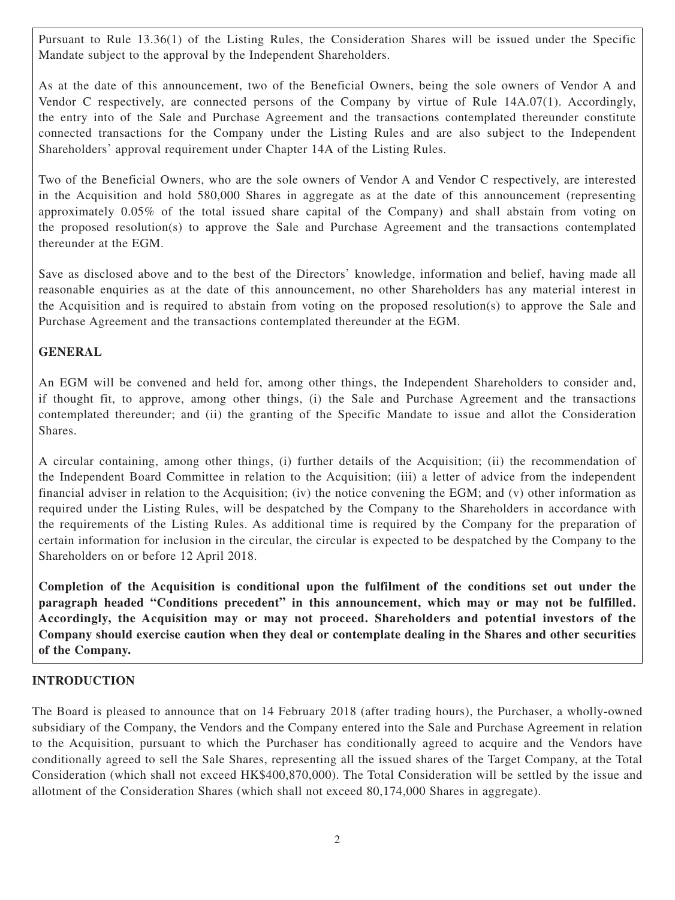Pursuant to Rule 13.36(1) of the Listing Rules, the Consideration Shares will be issued under the Specific Mandate subject to the approval by the Independent Shareholders.

As at the date of this announcement, two of the Beneficial Owners, being the sole owners of Vendor A and Vendor C respectively, are connected persons of the Company by virtue of Rule 14A.07(1). Accordingly, the entry into of the Sale and Purchase Agreement and the transactions contemplated thereunder constitute connected transactions for the Company under the Listing Rules and are also subject to the Independent Shareholders' approval requirement under Chapter 14A of the Listing Rules.

Two of the Beneficial Owners, who are the sole owners of Vendor A and Vendor C respectively, are interested in the Acquisition and hold 580,000 Shares in aggregate as at the date of this announcement (representing approximately 0.05% of the total issued share capital of the Company) and shall abstain from voting on the proposed resolution(s) to approve the Sale and Purchase Agreement and the transactions contemplated thereunder at the EGM.

Save as disclosed above and to the best of the Directors' knowledge, information and belief, having made all reasonable enquiries as at the date of this announcement, no other Shareholders has any material interest in the Acquisition and is required to abstain from voting on the proposed resolution(s) to approve the Sale and Purchase Agreement and the transactions contemplated thereunder at the EGM.

**GENERAL**

An EGM will be convened and held for, among other things, the Independent Shareholders to consider and, if thought fit, to approve, among other things, (i) the Sale and Purchase Agreement and the transactions contemplated thereunder; and (ii) the granting of the Specific Mandate to issue and allot the Consideration Shares.

A circular containing, among other things, (i) further details of the Acquisition; (ii) the recommendation of the Independent Board Committee in relation to the Acquisition; (iii) a letter of advice from the independent financial adviser in relation to the Acquisition; (iv) the notice convening the EGM; and (v) other information as required under the Listing Rules, will be despatched by the Company to the Shareholders in accordance with the requirements of the Listing Rules. As additional time is required by the Company for the preparation of certain information for inclusion in the circular, the circular is expected to be despatched by the Company to the Shareholders on or before 12 April 2018.

**Completion of the Acquisition is conditional upon the fulfilment of the conditions set out under the paragraph headed "Conditions precedent" in this announcement, which may or may not be fulfilled. Accordingly, the Acquisition may or may not proceed. Shareholders and potential investors of the Company should exercise caution when they deal or contemplate dealing in the Shares and other securities of the Company.**

## INTRODUCTION

The Board is pleased to announce that on 14 February 2018 (after trading hours), the Purchaser, a wholly-owned subsidiary of the Company, the Vendors and the Company entered into the Sale and Purchase Agreement in relation to the Acquisition, pursuant to which the Purchaser has conditionally agreed to acquire and the Vendors have conditionally agreed to sell the Sale Shares, representing all the issued shares of the Target Company, at the Total Consideration (which shall not exceed HK$400,870,000). The Total Consideration will be settled by the issue and allotment of the Consideration Shares (which shall not exceed 80,174,000 Shares in aggregate).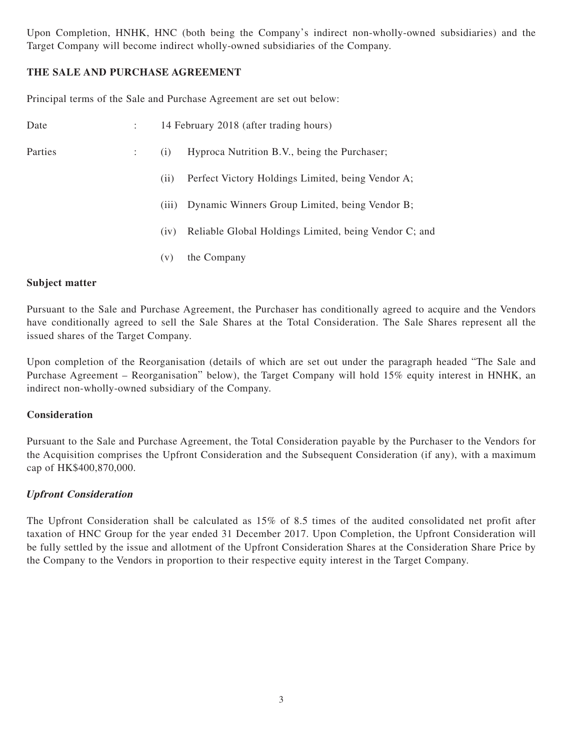Upon Completion, HNHK, HNC (both being the Company's indirect non-wholly-owned subsidiaries) and the Target Company will become indirect wholly-owned subsidiaries of the Company.

## THE SALE AND PURCHASE AGREEMENT

Principal terms of the Sale and Purchase Agreement are set out below:

Date : 14 February 2018 (after trading hours)

Parties :

(i) Hyproca Nutrition B.V., being the Purchaser;

(ii) Perfect Victory Holdings Limited, being Vendor A;

(iii) Dynamic Winners Group Limited, being Vendor B;

(iv) Reliable Global Holdings Limited, being Vendor C; and

(v) the Company

### Subject matter

Pursuant to the Sale and Purchase Agreement, the Purchaser has conditionally agreed to acquire and the Vendors have conditionally agreed to sell the Sale Shares at the Total Consideration. The Sale Shares represent all the issued shares of the Target Company.

Upon completion of the Reorganisation (details of which are set out under the paragraph headed "The Sale and Purchase Agreement – Reorganisation" below), the Target Company will hold 15% equity interest in HNHK, an indirect non-wholly-owned subsidiary of the Company.

### Consideration

Pursuant to the Sale and Purchase Agreement, the Total Consideration payable by the Purchaser to the Vendors for the Acquisition comprises the Upfront Consideration and the Subsequent Consideration (if any), with a maximum cap of HK$400,870,000.

#### *Upfront Consideration*

The Upfront Consideration shall be calculated as 15% of 8.5 times of the audited consolidated net profit after taxation of HNC Group for the year ended 31 December 2017. Upon Completion, the Upfront Consideration will be fully settled by the issue and allotment of the Upfront Consideration Shares at the Consideration Share Price by the Company to the Vendors in proportion to their respective equity interest in the Target Company.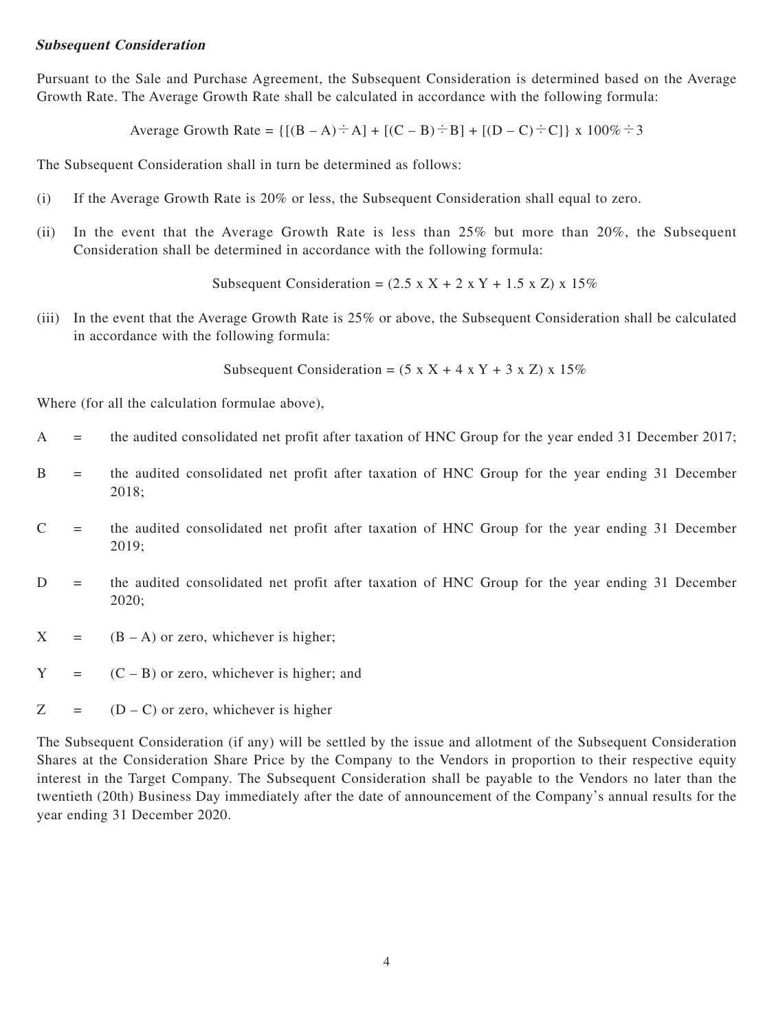***Subsequent Consideration***

Pursuant to the Sale and Purchase Agreement, the Subsequent Consideration is determined based on the Average Growth Rate. The Average Growth Rate shall be calculated in accordance with the following formula:

$$\text{Average Growth Rate} = \{[(B - A) \div A] + [(C - B) \div B] + [(D - C) \div C]\} \times 100\% \div 3$$

The Subsequent Consideration shall in turn be determined as follows:

(i) If the Average Growth Rate is 20% or less, the Subsequent Consideration shall equal to zero.

(ii) In the event that the Average Growth Rate is less than 25% but more than 20%, the Subsequent Consideration shall be determined in accordance with the following formula:

$$\text{Subsequent Consideration} = (2.5 \times X + 2 \times Y + 1.5 \times Z) \times 15\%$$

(iii) In the event that the Average Growth Rate is 25% or above, the Subsequent Consideration shall be calculated in accordance with the following formula:

$$\text{Subsequent Consideration} = (5 \times X + 4 \times Y + 3 \times Z) \times 15\%$$

Where (for all the calculation formulae above),

- $A$ = the audited consolidated net profit after taxation of HNC Group for the year ended 31 December 2017;
- $B$ = the audited consolidated net profit after taxation of HNC Group for the year ending 31 December 2018;
- $C$ = the audited consolidated net profit after taxation of HNC Group for the year ending 31 December 2019;
- $D$ = the audited consolidated net profit after taxation of HNC Group for the year ending 31 December 2020;
- $X$ = $(B - A)$ or zero, whichever is higher;
- $Y$ = $(C - B)$ or zero, whichever is higher; and
- $Z$ = $(D - C)$ or zero, whichever is higher

The Subsequent Consideration (if any) will be settled by the issue and allotment of the Subsequent Consideration Shares at the Consideration Share Price by the Company to the Vendors in proportion to their respective equity interest in the Target Company. The Subsequent Consideration shall be payable to the Vendors no later than the twentieth (20th) Business Day immediately after the date of announcement of the Company's annual results for the year ending 31 December 2020.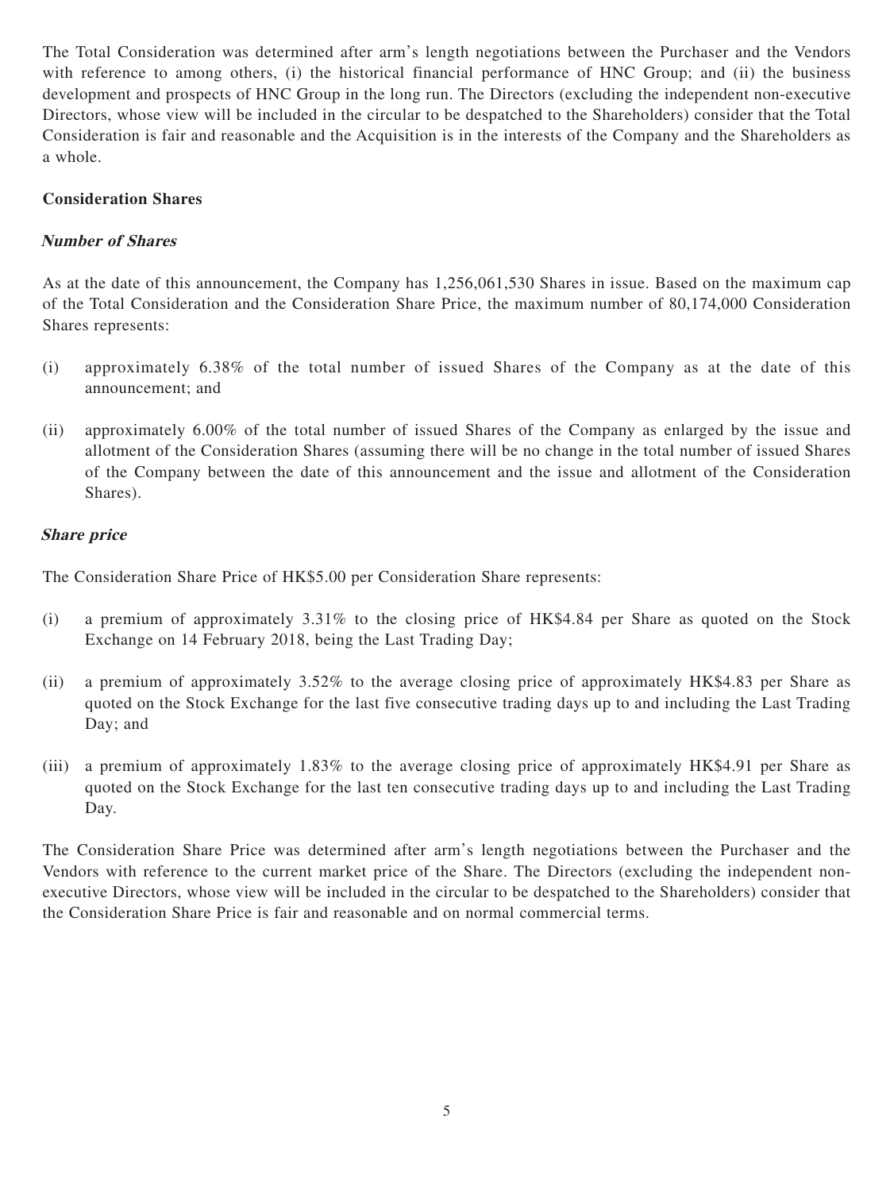The Total Consideration was determined after arm's length negotiations between the Purchaser and the Vendors with reference to among others, (i) the historical financial performance of HNC Group; and (ii) the business development and prospects of HNC Group in the long run. The Directors (excluding the independent non-executive Directors, whose view will be included in the circular to be despatched to the Shareholders) consider that the Total Consideration is fair and reasonable and the Acquisition is in the interests of the Company and the Shareholders as a whole.

**Consideration Shares**

***Number of Shares***

As at the date of this announcement, the Company has 1,256,061,530 Shares in issue. Based on the maximum cap of the Total Consideration and the Consideration Share Price, the maximum number of 80,174,000 Consideration Shares represents:

(i) approximately 6.38% of the total number of issued Shares of the Company as at the date of this announcement; and

(ii) approximately 6.00% of the total number of issued Shares of the Company as enlarged by the issue and allotment of the Consideration Shares (assuming there will be no change in the total number of issued Shares of the Company between the date of this announcement and the issue and allotment of the Consideration Shares).

***Share price***

The Consideration Share Price of HK$5.00 per Consideration Share represents:

(i) a premium of approximately 3.31% to the closing price of HK$4.84 per Share as quoted on the Stock Exchange on 14 February 2018, being the Last Trading Day;

(ii) a premium of approximately 3.52% to the average closing price of approximately HK$4.83 per Share as quoted on the Stock Exchange for the last five consecutive trading days up to and including the Last Trading Day; and

(iii) a premium of approximately 1.83% to the average closing price of approximately HK$4.91 per Share as quoted on the Stock Exchange for the last ten consecutive trading days up to and including the Last Trading Day.

The Consideration Share Price was determined after arm's length negotiations between the Purchaser and the Vendors with reference to the current market price of the Share. The Directors (excluding the independent non-executive Directors, whose view will be included in the circular to be despatched to the Shareholders) consider that the Consideration Share Price is fair and reasonable and on normal commercial terms.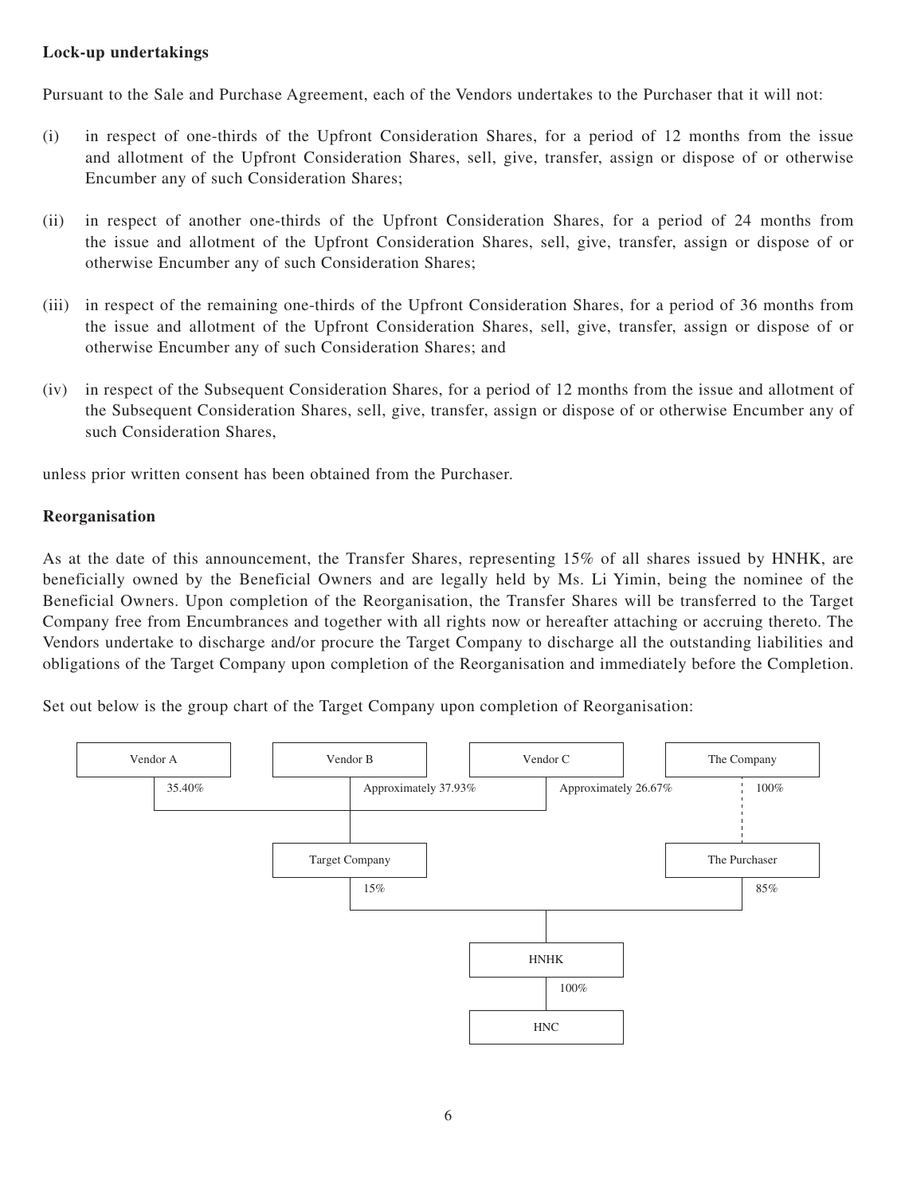**Lock-up undertakings**

Pursuant to the Sale and Purchase Agreement, each of the Vendors undertakes to the Purchaser that it will not:

(i) in respect of one-thirds of the Upfront Consideration Shares, for a period of 12 months from the issue and allotment of the Upfront Consideration Shares, sell, give, transfer, assign or dispose of or otherwise Encumber any of such Consideration Shares;

(ii) in respect of another one-thirds of the Upfront Consideration Shares, for a period of 24 months from the issue and allotment of the Upfront Consideration Shares, sell, give, transfer, assign or dispose of or otherwise Encumber any of such Consideration Shares;

(iii) in respect of the remaining one-thirds of the Upfront Consideration Shares, for a period of 36 months from the issue and allotment of the Upfront Consideration Shares, sell, give, transfer, assign or dispose of or otherwise Encumber any of such Consideration Shares; and

(iv) in respect of the Subsequent Consideration Shares, for a period of 12 months from the issue and allotment of the Subsequent Consideration Shares, sell, give, transfer, assign or dispose of or otherwise Encumber any of such Consideration Shares,

unless prior written consent has been obtained from the Purchaser.

**Reorganisation**

As at the date of this announcement, the Transfer Shares, representing 15% of all shares issued by HNHK, are beneficially owned by the Beneficial Owners and are legally held by Ms. Li Yimin, being the nominee of the Beneficial Owners. Upon completion of the Reorganisation, the Transfer Shares will be transferred to the Target Company free from Encumbrances and together with all rights now or hereafter attaching or accruing thereto. The Vendors undertake to discharge and/or procure the Target Company to discharge all the outstanding liabilities and obligations of the Target Company upon completion of the Reorganisation and immediately before the Completion.

Set out below is the group chart of the Target Company upon completion of Reorganisation:

- Vendor A — 35.40% — Target Company
- Vendor B — Approximately 37.93% — Target Company
- Vendor C — Approximately 26.67% — Target Company
- The Company — 100% — The Purchaser
- Target Company — 15% — HNHK
- The Purchaser — 85% — HNHK
- HNHK — 100% — HNC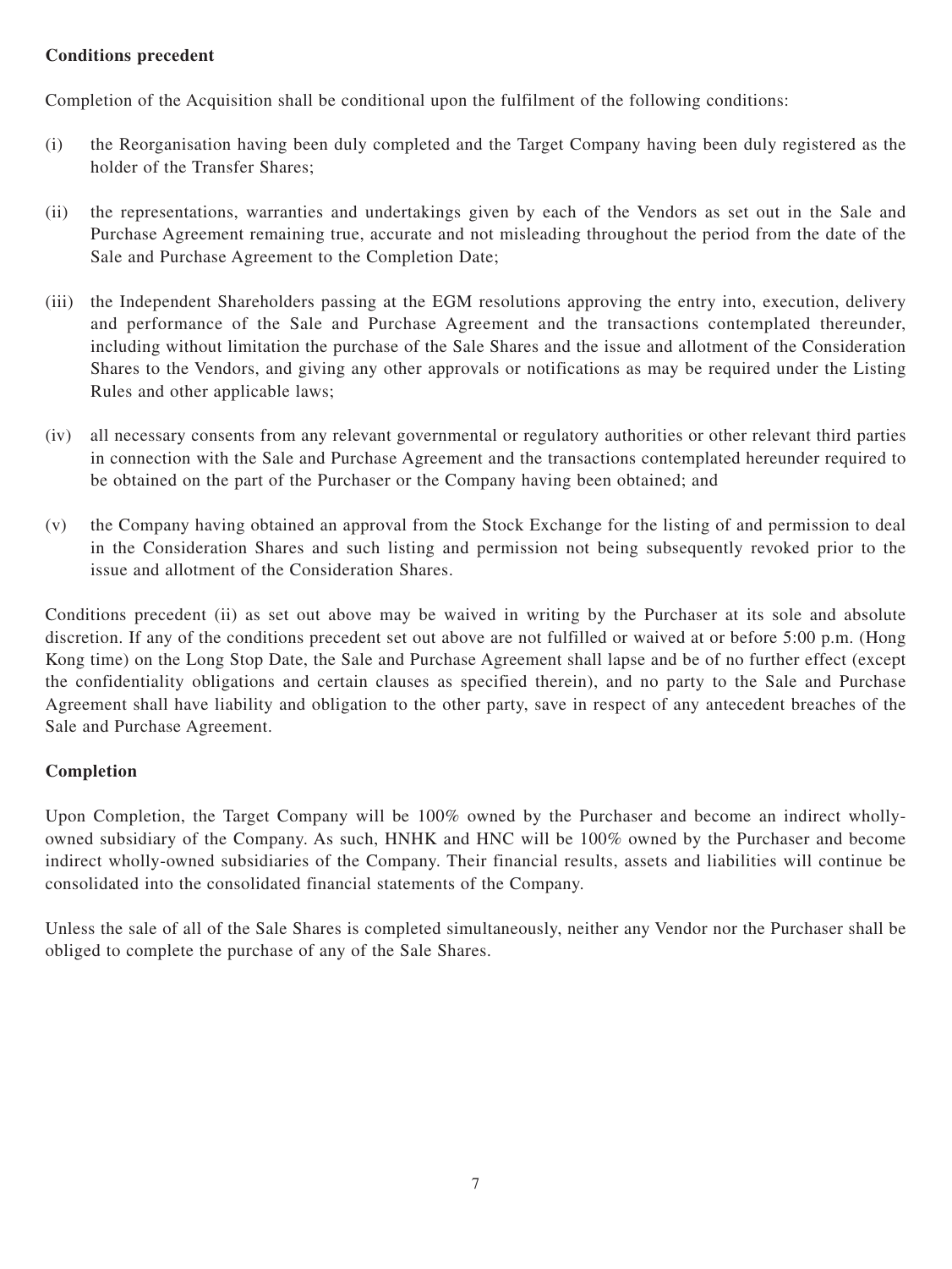**Conditions precedent**

Completion of the Acquisition shall be conditional upon the fulfilment of the following conditions:

(i) the Reorganisation having been duly completed and the Target Company having been duly registered as the holder of the Transfer Shares;

(ii) the representations, warranties and undertakings given by each of the Vendors as set out in the Sale and Purchase Agreement remaining true, accurate and not misleading throughout the period from the date of the Sale and Purchase Agreement to the Completion Date;

(iii) the Independent Shareholders passing at the EGM resolutions approving the entry into, execution, delivery and performance of the Sale and Purchase Agreement and the transactions contemplated thereunder, including without limitation the purchase of the Sale Shares and the issue and allotment of the Consideration Shares to the Vendors, and giving any other approvals or notifications as may be required under the Listing Rules and other applicable laws;

(iv) all necessary consents from any relevant governmental or regulatory authorities or other relevant third parties in connection with the Sale and Purchase Agreement and the transactions contemplated hereunder required to be obtained on the part of the Purchaser or the Company having been obtained; and

(v) the Company having obtained an approval from the Stock Exchange for the listing of and permission to deal in the Consideration Shares and such listing and permission not being subsequently revoked prior to the issue and allotment of the Consideration Shares.

Conditions precedent (ii) as set out above may be waived in writing by the Purchaser at its sole and absolute discretion. If any of the conditions precedent set out above are not fulfilled or waived at or before 5:00 p.m. (Hong Kong time) on the Long Stop Date, the Sale and Purchase Agreement shall lapse and be of no further effect (except the confidentiality obligations and certain clauses as specified therein), and no party to the Sale and Purchase Agreement shall have liability and obligation to the other party, save in respect of any antecedent breaches of the Sale and Purchase Agreement.

**Completion**

Upon Completion, the Target Company will be 100% owned by the Purchaser and become an indirect wholly-owned subsidiary of the Company. As such, HNHK and HNC will be 100% owned by the Purchaser and become indirect wholly-owned subsidiaries of the Company. Their financial results, assets and liabilities will continue be consolidated into the consolidated financial statements of the Company.

Unless the sale of all of the Sale Shares is completed simultaneously, neither any Vendor nor the Purchaser shall be obliged to complete the purchase of any of the Sale Shares.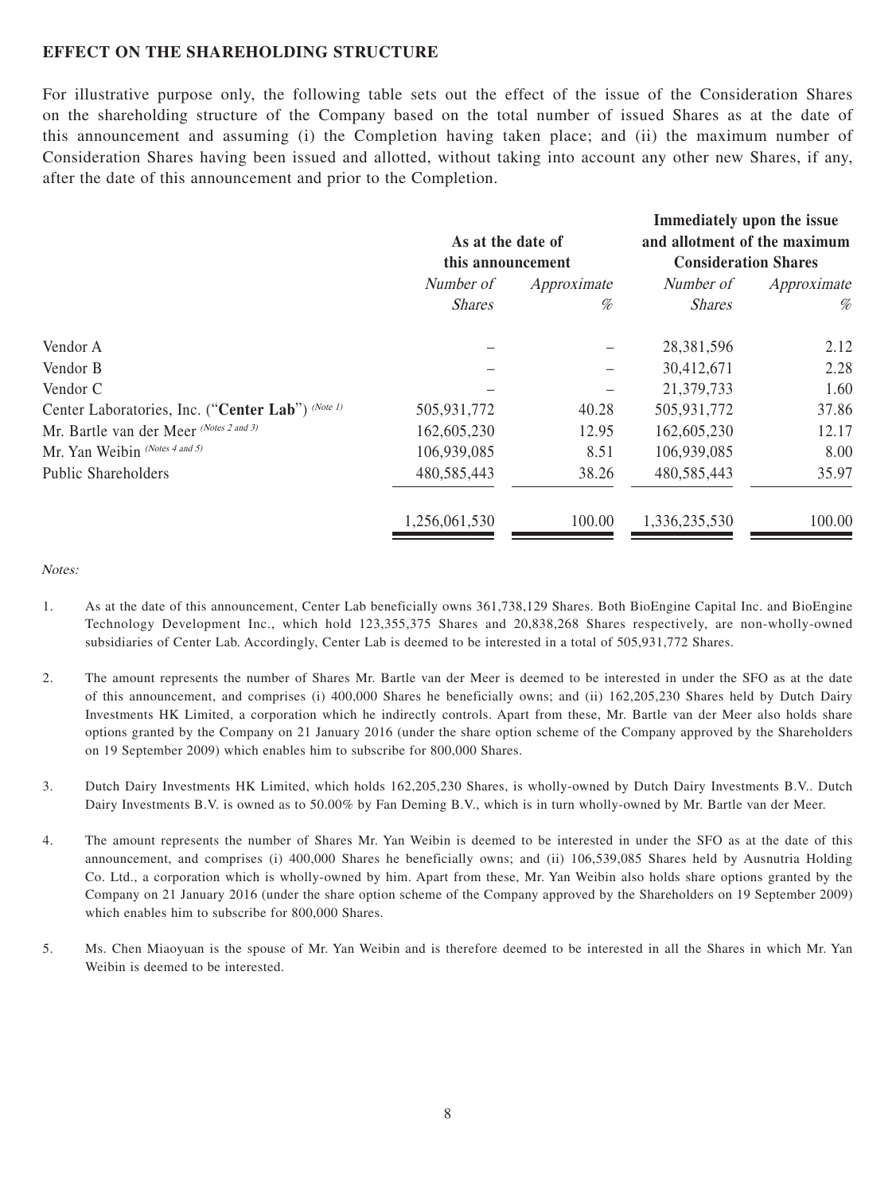**EFFECT ON THE SHAREHOLDING STRUCTURE**

For illustrative purpose only, the following table sets out the effect of the issue of the Consideration Shares on the shareholding structure of the Company based on the total number of issued Shares as at the date of this announcement and assuming (i) the Completion having taken place; and (ii) the maximum number of Consideration Shares having been issued and allotted, without taking into account any other new Shares, if any, after the date of this announcement and prior to the Completion.

| | As at the date of this announcement | | Immediately upon the issue and allotment of the maximum Consideration Shares | |
|---|---|---|---|---|
| | *Number of Shares* | *Approximate %* | *Number of Shares* | *Approximate %* |
| Vendor A | – | – | 28,381,596 | 2.12 |
| Vendor B | – | – | 30,412,671 | 2.28 |
| Vendor C | – | – | 21,379,733 | 1.60 |
| Center Laboratories, Inc. ("**Center Lab**") *(Note 1)* | 505,931,772 | 40.28 | 505,931,772 | 37.86 |
| Mr. Bartle van der Meer *(Notes 2 and 3)* | 162,605,230 | 12.95 | 162,605,230 | 12.17 |
| Mr. Yan Weibin *(Notes 4 and 5)* | 106,939,085 | 8.51 | 106,939,085 | 8.00 |
| Public Shareholders | 480,585,443 | 38.26 | 480,585,443 | 35.97 |
| | 1,256,061,530 | 100.00 | 1,336,235,530 | 100.00 |

*Notes:*

1. As at the date of this announcement, Center Lab beneficially owns 361,738,129 Shares. Both BioEngine Capital Inc. and BioEngine Technology Development Inc., which hold 123,355,375 Shares and 20,838,268 Shares respectively, are non-wholly-owned subsidiaries of Center Lab. Accordingly, Center Lab is deemed to be interested in a total of 505,931,772 Shares.

2. The amount represents the number of Shares Mr. Bartle van der Meer is deemed to be interested in under the SFO as at the date of this announcement, and comprises (i) 400,000 Shares he beneficially owns; and (ii) 162,205,230 Shares held by Dutch Dairy Investments HK Limited, a corporation which he indirectly controls. Apart from these, Mr. Bartle van der Meer also holds share options granted by the Company on 21 January 2016 (under the share option scheme of the Company approved by the Shareholders on 19 September 2009) which enables him to subscribe for 800,000 Shares.

3. Dutch Dairy Investments HK Limited, which holds 162,205,230 Shares, is wholly-owned by Dutch Dairy Investments B.V.. Dutch Dairy Investments B.V. is owned as to 50.00% by Fan Deming B.V., which is in turn wholly-owned by Mr. Bartle van der Meer.

4. The amount represents the number of Shares Mr. Yan Weibin is deemed to be interested in under the SFO as at the date of this announcement, and comprises (i) 400,000 Shares he beneficially owns; and (ii) 106,539,085 Shares held by Ausnutria Holding Co. Ltd., a corporation which is wholly-owned by him. Apart from these, Mr. Yan Weibin also holds share options granted by the Company on 21 January 2016 (under the share option scheme of the Company approved by the Shareholders on 19 September 2009) which enables him to subscribe for 800,000 Shares.

5. Ms. Chen Miaoyuan is the spouse of Mr. Yan Weibin and is therefore deemed to be interested in all the Shares in which Mr. Yan Weibin is deemed to be interested.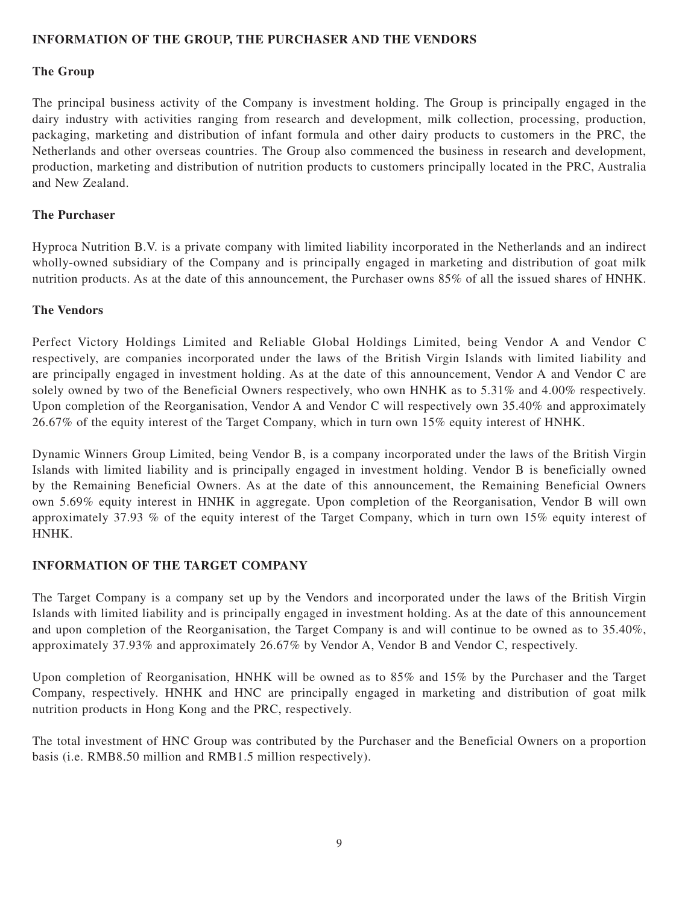## INFORMATION OF THE GROUP, THE PURCHASER AND THE VENDORS

### The Group

The principal business activity of the Company is investment holding. The Group is principally engaged in the dairy industry with activities ranging from research and development, milk collection, processing, production, packaging, marketing and distribution of infant formula and other dairy products to customers in the PRC, the Netherlands and other overseas countries. The Group also commenced the business in research and development, production, marketing and distribution of nutrition products to customers principally located in the PRC, Australia and New Zealand.

### The Purchaser

Hyproca Nutrition B.V. is a private company with limited liability incorporated in the Netherlands and an indirect wholly-owned subsidiary of the Company and is principally engaged in marketing and distribution of goat milk nutrition products. As at the date of this announcement, the Purchaser owns 85% of all the issued shares of HNHK.

### The Vendors

Perfect Victory Holdings Limited and Reliable Global Holdings Limited, being Vendor A and Vendor C respectively, are companies incorporated under the laws of the British Virgin Islands with limited liability and are principally engaged in investment holding. As at the date of this announcement, Vendor A and Vendor C are solely owned by two of the Beneficial Owners respectively, who own HNHK as to 5.31% and 4.00% respectively. Upon completion of the Reorganisation, Vendor A and Vendor C will respectively own 35.40% and approximately 26.67% of the equity interest of the Target Company, which in turn own 15% equity interest of HNHK.

Dynamic Winners Group Limited, being Vendor B, is a company incorporated under the laws of the British Virgin Islands with limited liability and is principally engaged in investment holding. Vendor B is beneficially owned by the Remaining Beneficial Owners. As at the date of this announcement, the Remaining Beneficial Owners own 5.69% equity interest in HNHK in aggregate. Upon completion of the Reorganisation, Vendor B will own approximately 37.93 % of the equity interest of the Target Company, which in turn own 15% equity interest of HNHK.

## INFORMATION OF THE TARGET COMPANY

The Target Company is a company set up by the Vendors and incorporated under the laws of the British Virgin Islands with limited liability and is principally engaged in investment holding. As at the date of this announcement and upon completion of the Reorganisation, the Target Company is and will continue to be owned as to 35.40%, approximately 37.93% and approximately 26.67% by Vendor A, Vendor B and Vendor C, respectively.

Upon completion of Reorganisation, HNHK will be owned as to 85% and 15% by the Purchaser and the Target Company, respectively. HNHK and HNC are principally engaged in marketing and distribution of goat milk nutrition products in Hong Kong and the PRC, respectively.

The total investment of HNC Group was contributed by the Purchaser and the Beneficial Owners on a proportion basis (i.e. RMB8.50 million and RMB1.5 million respectively).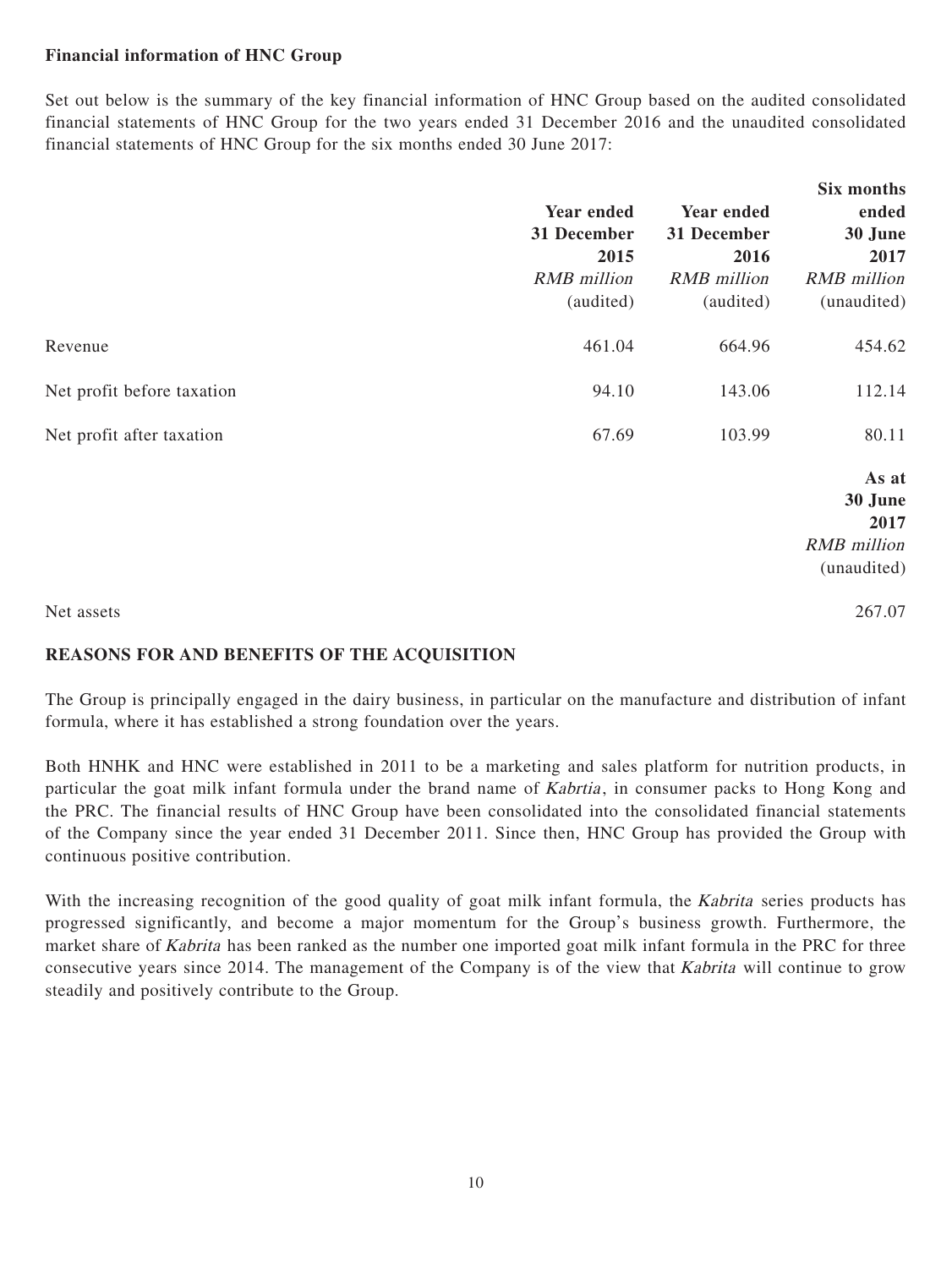**Financial information of HNC Group**

Set out below is the summary of the key financial information of HNC Group based on the audited consolidated financial statements of HNC Group for the two years ended 31 December 2016 and the unaudited consolidated financial statements of HNC Group for the six months ended 30 June 2017:

| | **Year ended 31 December 2015** | **Year ended 31 December 2016** | **Six months ended 30 June 2017** |
|---|---|---|---|
| | *RMB million* | *RMB million* | *RMB million* |
| | (audited) | (audited) | (unaudited) |
| Revenue | 461.04 | 664.96 | 454.62 |
| Net profit before taxation | 94.10 | 143.06 | 112.14 |
| Net profit after taxation | 67.69 | 103.99 | 80.11 |

| | **As at 30 June 2017** |
|---|---|
| | *RMB million* |
| | (unaudited) |
| Net assets | 267.07 |

## REASONS FOR AND BENEFITS OF THE ACQUISITION

The Group is principally engaged in the dairy business, in particular on the manufacture and distribution of infant formula, where it has established a strong foundation over the years.

Both HNHK and HNC were established in 2011 to be a marketing and sales platform for nutrition products, in particular the goat milk infant formula under the brand name of *Kabrtia*, in consumer packs to Hong Kong and the PRC. The financial results of HNC Group have been consolidated into the consolidated financial statements of the Company since the year ended 31 December 2011. Since then, HNC Group has provided the Group with continuous positive contribution.

With the increasing recognition of the good quality of goat milk infant formula, the *Kabrita* series products has progressed significantly, and become a major momentum for the Group's business growth. Furthermore, the market share of *Kabrita* has been ranked as the number one imported goat milk infant formula in the PRC for three consecutive years since 2014. The management of the Company is of the view that *Kabrita* will continue to grow steadily and positively contribute to the Group.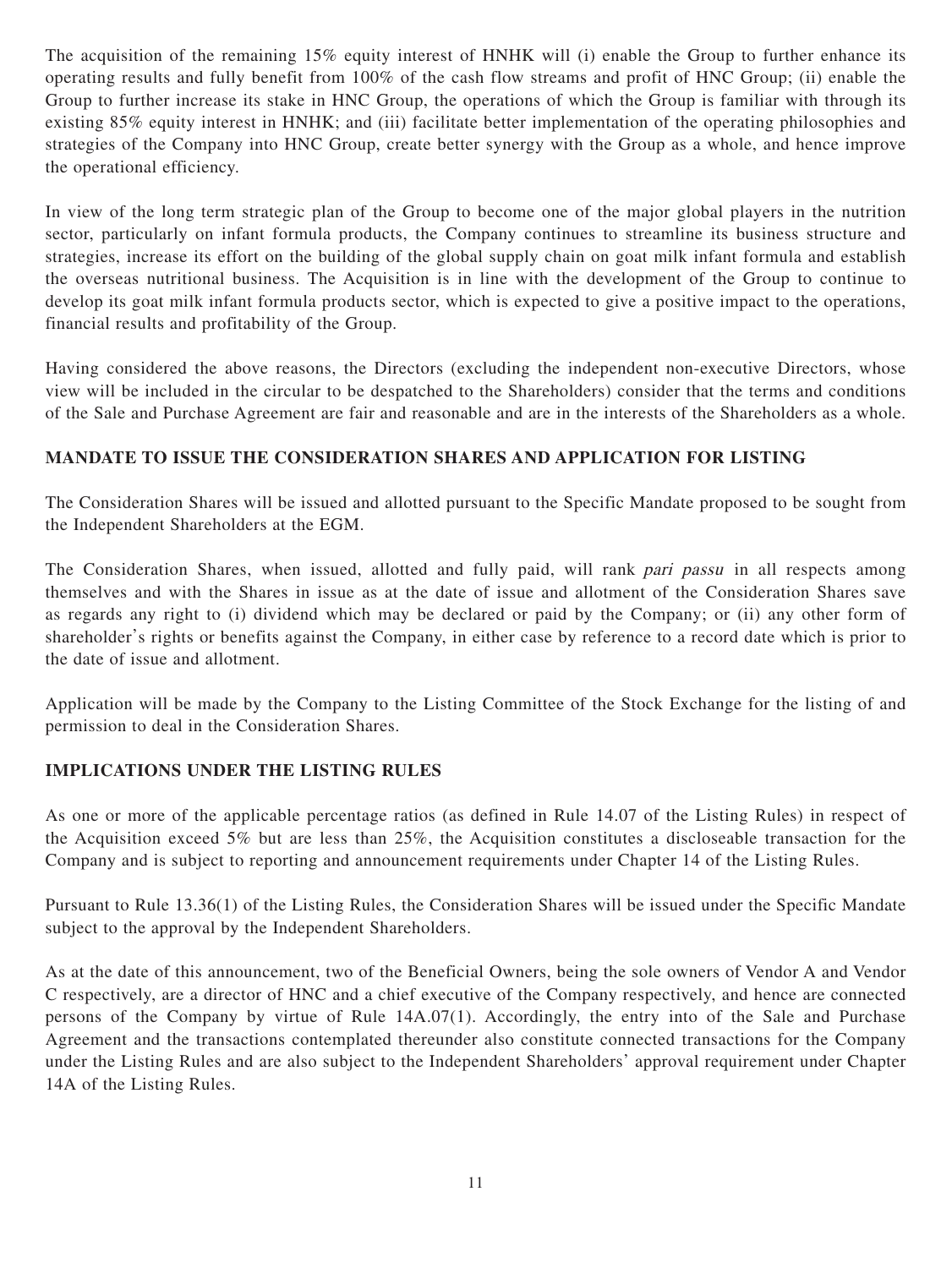The acquisition of the remaining 15% equity interest of HNHK will (i) enable the Group to further enhance its operating results and fully benefit from 100% of the cash flow streams and profit of HNC Group; (ii) enable the Group to further increase its stake in HNC Group, the operations of which the Group is familiar with through its existing 85% equity interest in HNHK; and (iii) facilitate better implementation of the operating philosophies and strategies of the Company into HNC Group, create better synergy with the Group as a whole, and hence improve the operational efficiency.

In view of the long term strategic plan of the Group to become one of the major global players in the nutrition sector, particularly on infant formula products, the Company continues to streamline its business structure and strategies, increase its effort on the building of the global supply chain on goat milk infant formula and establish the overseas nutritional business. The Acquisition is in line with the development of the Group to continue to develop its goat milk infant formula products sector, which is expected to give a positive impact to the operations, financial results and profitability of the Group.

Having considered the above reasons, the Directors (excluding the independent non-executive Directors, whose view will be included in the circular to be despatched to the Shareholders) consider that the terms and conditions of the Sale and Purchase Agreement are fair and reasonable and are in the interests of the Shareholders as a whole.

## MANDATE TO ISSUE THE CONSIDERATION SHARES AND APPLICATION FOR LISTING

The Consideration Shares will be issued and allotted pursuant to the Specific Mandate proposed to be sought from the Independent Shareholders at the EGM.

The Consideration Shares, when issued, allotted and fully paid, will rank *pari passu* in all respects among themselves and with the Shares in issue as at the date of issue and allotment of the Consideration Shares save as regards any right to (i) dividend which may be declared or paid by the Company; or (ii) any other form of shareholder's rights or benefits against the Company, in either case by reference to a record date which is prior to the date of issue and allotment.

Application will be made by the Company to the Listing Committee of the Stock Exchange for the listing of and permission to deal in the Consideration Shares.

## IMPLICATIONS UNDER THE LISTING RULES

As one or more of the applicable percentage ratios (as defined in Rule 14.07 of the Listing Rules) in respect of the Acquisition exceed 5% but are less than 25%, the Acquisition constitutes a discloseable transaction for the Company and is subject to reporting and announcement requirements under Chapter 14 of the Listing Rules.

Pursuant to Rule 13.36(1) of the Listing Rules, the Consideration Shares will be issued under the Specific Mandate subject to the approval by the Independent Shareholders.

As at the date of this announcement, two of the Beneficial Owners, being the sole owners of Vendor A and Vendor C respectively, are a director of HNC and a chief executive of the Company respectively, and hence are connected persons of the Company by virtue of Rule 14A.07(1). Accordingly, the entry into of the Sale and Purchase Agreement and the transactions contemplated thereunder also constitute connected transactions for the Company under the Listing Rules and are also subject to the Independent Shareholders' approval requirement under Chapter 14A of the Listing Rules.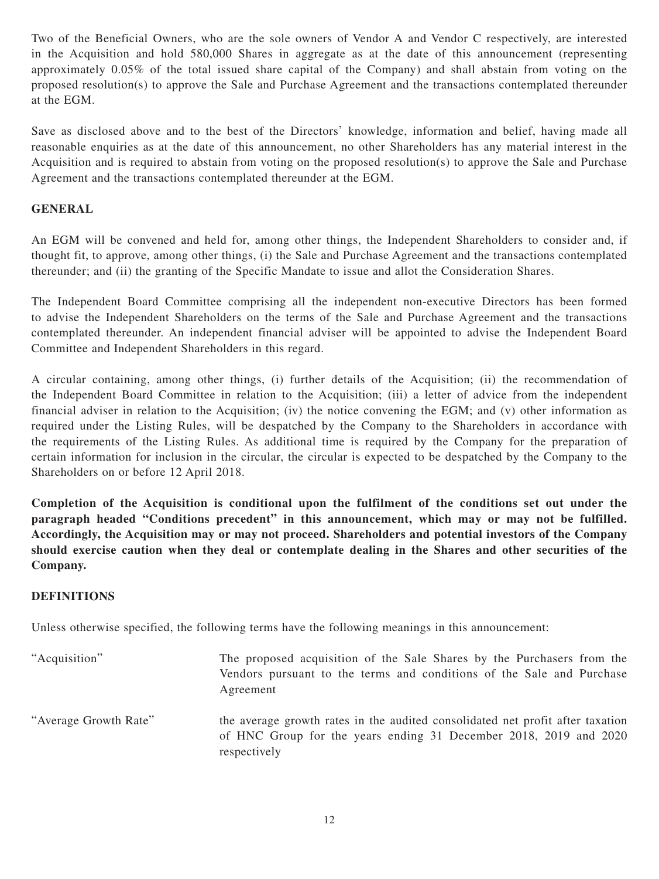Two of the Beneficial Owners, who are the sole owners of Vendor A and Vendor C respectively, are interested in the Acquisition and hold 580,000 Shares in aggregate as at the date of this announcement (representing approximately 0.05% of the total issued share capital of the Company) and shall abstain from voting on the proposed resolution(s) to approve the Sale and Purchase Agreement and the transactions contemplated thereunder at the EGM.

Save as disclosed above and to the best of the Directors' knowledge, information and belief, having made all reasonable enquiries as at the date of this announcement, no other Shareholders has any material interest in the Acquisition and is required to abstain from voting on the proposed resolution(s) to approve the Sale and Purchase Agreement and the transactions contemplated thereunder at the EGM.

## GENERAL

An EGM will be convened and held for, among other things, the Independent Shareholders to consider and, if thought fit, to approve, among other things, (i) the Sale and Purchase Agreement and the transactions contemplated thereunder; and (ii) the granting of the Specific Mandate to issue and allot the Consideration Shares.

The Independent Board Committee comprising all the independent non-executive Directors has been formed to advise the Independent Shareholders on the terms of the Sale and Purchase Agreement and the transactions contemplated thereunder. An independent financial adviser will be appointed to advise the Independent Board Committee and Independent Shareholders in this regard.

A circular containing, among other things, (i) further details of the Acquisition; (ii) the recommendation of the Independent Board Committee in relation to the Acquisition; (iii) a letter of advice from the independent financial adviser in relation to the Acquisition; (iv) the notice convening the EGM; and (v) other information as required under the Listing Rules, will be despatched by the Company to the Shareholders in accordance with the requirements of the Listing Rules. As additional time is required by the Company for the preparation of certain information for inclusion in the circular, the circular is expected to be despatched by the Company to the Shareholders on or before 12 April 2018.

**Completion of the Acquisition is conditional upon the fulfilment of the conditions set out under the paragraph headed "Conditions precedent" in this announcement, which may or may not be fulfilled. Accordingly, the Acquisition may or may not proceed. Shareholders and potential investors of the Company should exercise caution when they deal or contemplate dealing in the Shares and other securities of the Company.**

## DEFINITIONS

Unless otherwise specified, the following terms have the following meanings in this announcement:

| | |
|---|---|
| "Acquisition" | The proposed acquisition of the Sale Shares by the Purchasers from the Vendors pursuant to the terms and conditions of the Sale and Purchase Agreement |
| "Average Growth Rate" | the average growth rates in the audited consolidated net profit after taxation of HNC Group for the years ending 31 December 2018, 2019 and 2020 respectively |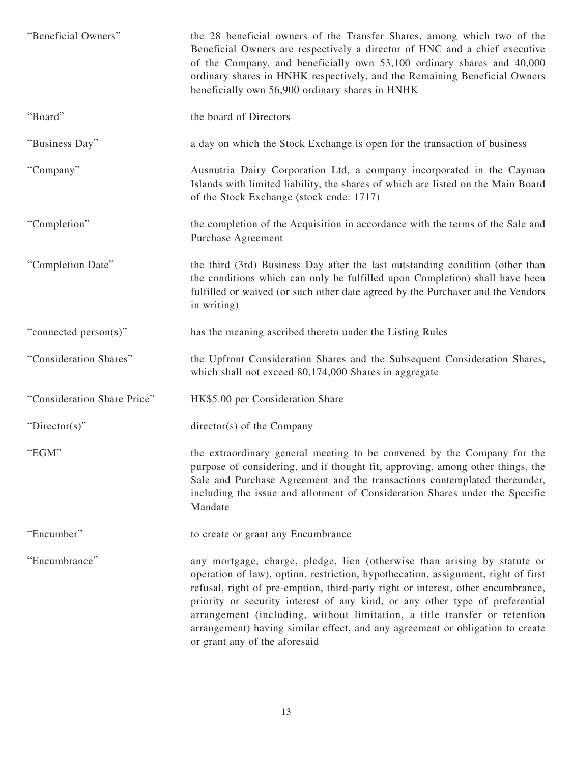| | |
|---|---|
| "Beneficial Owners" | the 28 beneficial owners of the Transfer Shares, among which two of the Beneficial Owners are respectively a director of HNC and a chief executive of the Company, and beneficially own 53,100 ordinary shares and 40,000 ordinary shares in HNHK respectively, and the Remaining Beneficial Owners beneficially own 56,900 ordinary shares in HNHK |
| "Board" | the board of Directors |
| "Business Day" | a day on which the Stock Exchange is open for the transaction of business |
| "Company" | Ausnutria Dairy Corporation Ltd, a company incorporated in the Cayman Islands with limited liability, the shares of which are listed on the Main Board of the Stock Exchange (stock code: 1717) |
| "Completion" | the completion of the Acquisition in accordance with the terms of the Sale and Purchase Agreement |
| "Completion Date" | the third (3rd) Business Day after the last outstanding condition (other than the conditions which can only be fulfilled upon Completion) shall have been fulfilled or waived (or such other date agreed by the Purchaser and the Vendors in writing) |
| "connected person(s)" | has the meaning ascribed thereto under the Listing Rules |
| "Consideration Shares" | the Upfront Consideration Shares and the Subsequent Consideration Shares, which shall not exceed 80,174,000 Shares in aggregate |
| "Consideration Share Price" | HK$5.00 per Consideration Share |
| "Director(s)" | director(s) of the Company |
| "EGM" | the extraordinary general meeting to be convened by the Company for the purpose of considering, and if thought fit, approving, among other things, the Sale and Purchase Agreement and the transactions contemplated thereunder, including the issue and allotment of Consideration Shares under the Specific Mandate |
| "Encumber" | to create or grant any Encumbrance |
| "Encumbrance" | any mortgage, charge, pledge, lien (otherwise than arising by statute or operation of law), option, restriction, hypothecation, assignment, right of first refusal, right of pre-emption, third-party right or interest, other encumbrance, priority or security interest of any kind, or any other type of preferential arrangement (including, without limitation, a title transfer or retention arrangement) having similar effect, and any agreement or obligation to create or grant any of the aforesaid |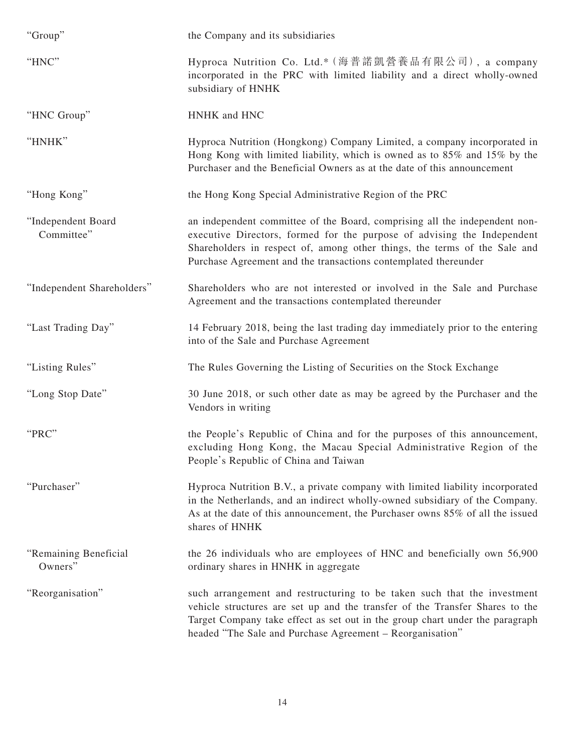| | |
|---|---|
| "Group" | the Company and its subsidiaries |
| "HNC" | Hyproca Nutrition Co. Ltd.*（海普諾凱營養品有限公司）, a company incorporated in the PRC with limited liability and a direct wholly-owned subsidiary of HNHK |
| "HNC Group" | HNHK and HNC |
| "HNHK" | Hyproca Nutrition (Hongkong) Company Limited, a company incorporated in Hong Kong with limited liability, which is owned as to 85% and 15% by the Purchaser and the Beneficial Owners as at the date of this announcement |
| "Hong Kong" | the Hong Kong Special Administrative Region of the PRC |
| "Independent Board Committee" | an independent committee of the Board, comprising all the independent non-executive Directors, formed for the purpose of advising the Independent Shareholders in respect of, among other things, the terms of the Sale and Purchase Agreement and the transactions contemplated thereunder |
| "Independent Shareholders" | Shareholders who are not interested or involved in the Sale and Purchase Agreement and the transactions contemplated thereunder |
| "Last Trading Day" | 14 February 2018, being the last trading day immediately prior to the entering into of the Sale and Purchase Agreement |
| "Listing Rules" | The Rules Governing the Listing of Securities on the Stock Exchange |
| "Long Stop Date" | 30 June 2018, or such other date as may be agreed by the Purchaser and the Vendors in writing |
| "PRC" | the People's Republic of China and for the purposes of this announcement, excluding Hong Kong, the Macau Special Administrative Region of the People's Republic of China and Taiwan |
| "Purchaser" | Hyproca Nutrition B.V., a private company with limited liability incorporated in the Netherlands, and an indirect wholly-owned subsidiary of the Company. As at the date of this announcement, the Purchaser owns 85% of all the issued shares of HNHK |
| "Remaining Beneficial Owners" | the 26 individuals who are employees of HNC and beneficially own 56,900 ordinary shares in HNHK in aggregate |
| "Reorganisation" | such arrangement and restructuring to be taken such that the investment vehicle structures are set up and the transfer of the Transfer Shares to the Target Company take effect as set out in the group chart under the paragraph headed "The Sale and Purchase Agreement – Reorganisation" |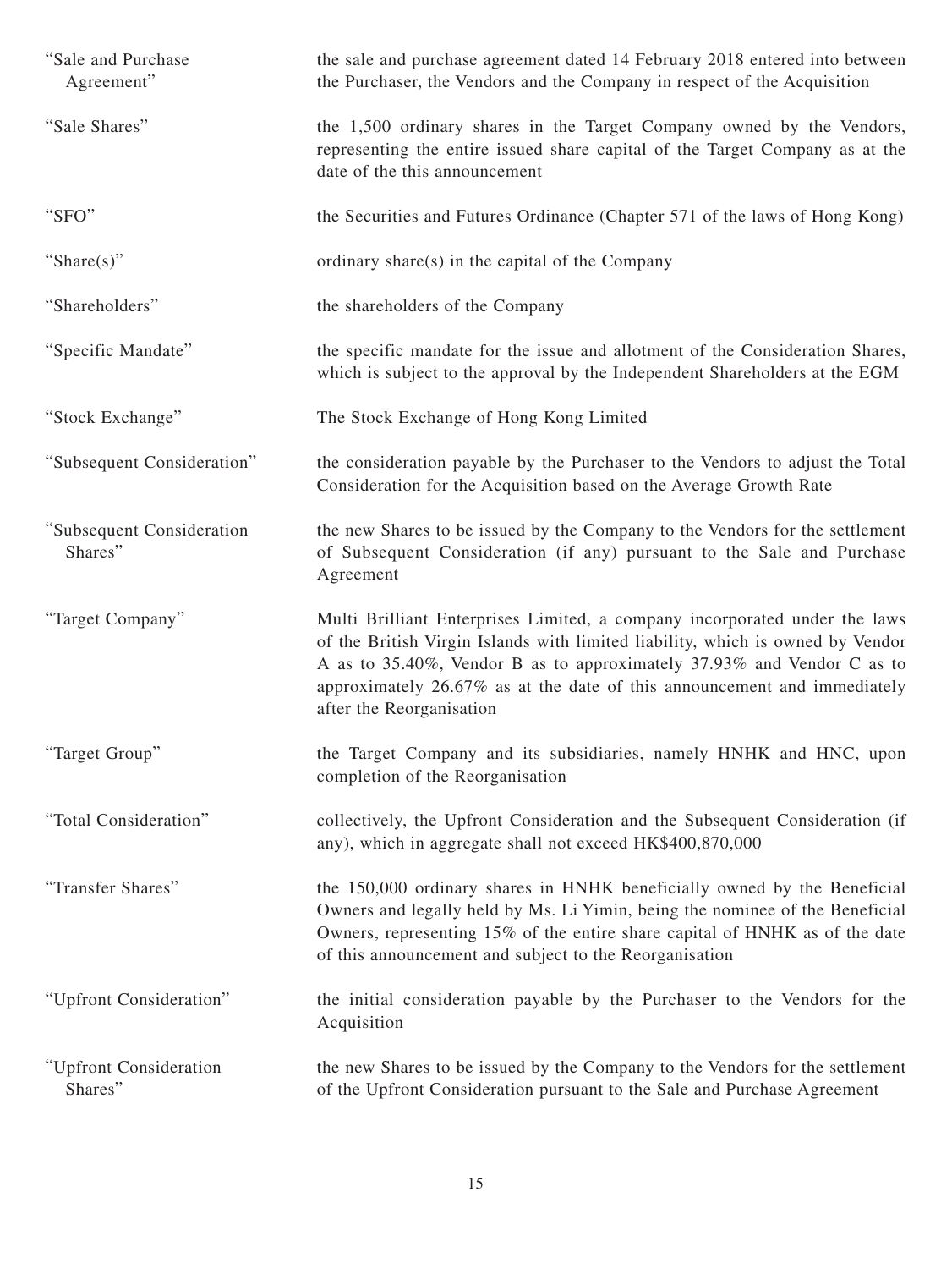| | |
|---|---|
| "Sale and Purchase Agreement" | the sale and purchase agreement dated 14 February 2018 entered into between the Purchaser, the Vendors and the Company in respect of the Acquisition |
| "Sale Shares" | the 1,500 ordinary shares in the Target Company owned by the Vendors, representing the entire issued share capital of the Target Company as at the date of the this announcement |
| "SFO" | the Securities and Futures Ordinance (Chapter 571 of the laws of Hong Kong) |
| "Share(s)" | ordinary share(s) in the capital of the Company |
| "Shareholders" | the shareholders of the Company |
| "Specific Mandate" | the specific mandate for the issue and allotment of the Consideration Shares, which is subject to the approval by the Independent Shareholders at the EGM |
| "Stock Exchange" | The Stock Exchange of Hong Kong Limited |
| "Subsequent Consideration" | the consideration payable by the Purchaser to the Vendors to adjust the Total Consideration for the Acquisition based on the Average Growth Rate |
| "Subsequent Consideration Shares" | the new Shares to be issued by the Company to the Vendors for the settlement of Subsequent Consideration (if any) pursuant to the Sale and Purchase Agreement |
| "Target Company" | Multi Brilliant Enterprises Limited, a company incorporated under the laws of the British Virgin Islands with limited liability, which is owned by Vendor A as to 35.40%, Vendor B as to approximately 37.93% and Vendor C as to approximately 26.67% as at the date of this announcement and immediately after the Reorganisation |
| "Target Group" | the Target Company and its subsidiaries, namely HNHK and HNC, upon completion of the Reorganisation |
| "Total Consideration" | collectively, the Upfront Consideration and the Subsequent Consideration (if any), which in aggregate shall not exceed HK$400,870,000 |
| "Transfer Shares" | the 150,000 ordinary shares in HNHK beneficially owned by the Beneficial Owners and legally held by Ms. Li Yimin, being the nominee of the Beneficial Owners, representing 15% of the entire share capital of HNHK as of the date of this announcement and subject to the Reorganisation |
| "Upfront Consideration" | the initial consideration payable by the Purchaser to the Vendors for the Acquisition |
| "Upfront Consideration Shares" | the new Shares to be issued by the Company to the Vendors for the settlement of the Upfront Consideration pursuant to the Sale and Purchase Agreement |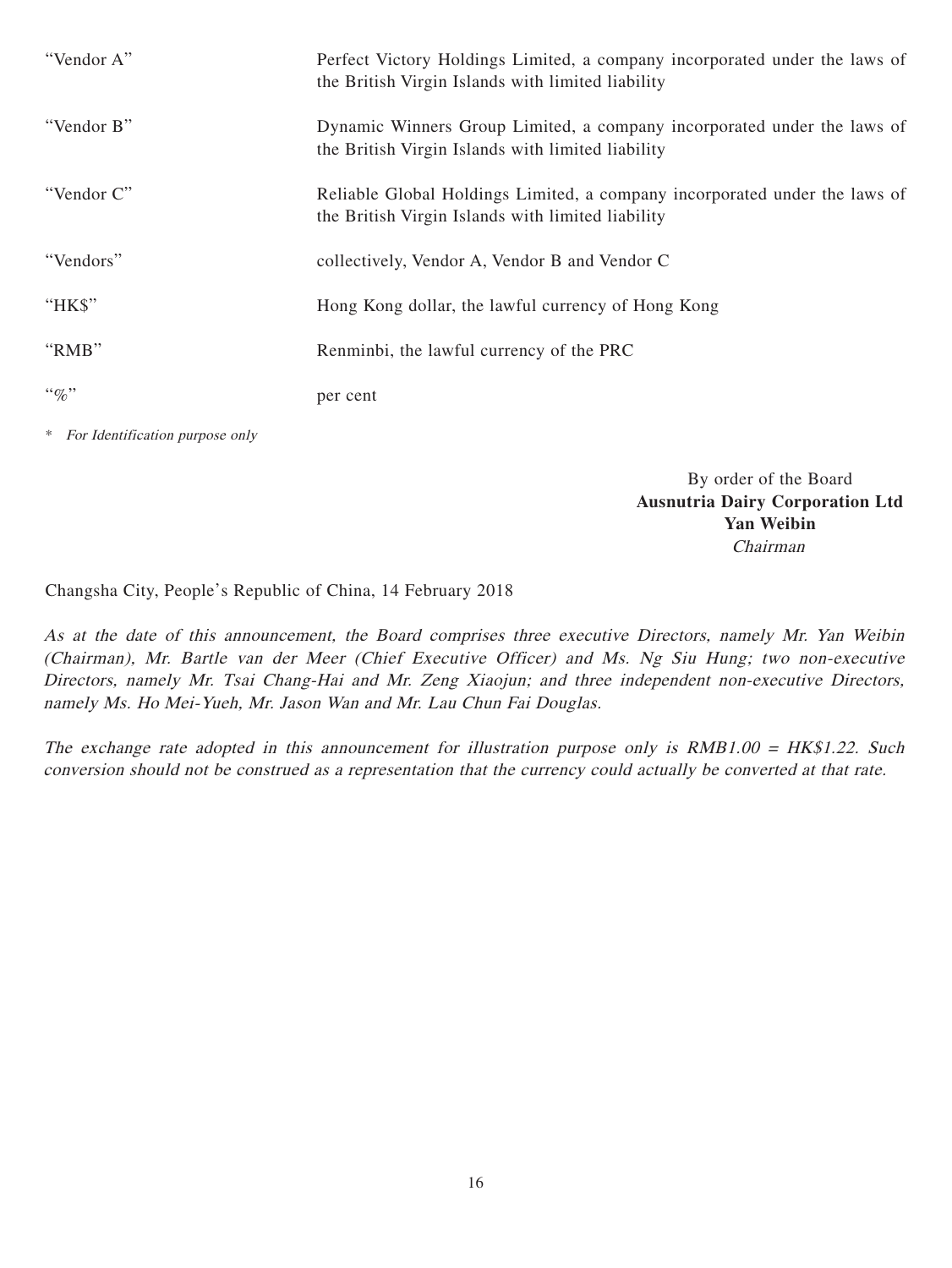| | |
|---|---|
| "Vendor A" | Perfect Victory Holdings Limited, a company incorporated under the laws of the British Virgin Islands with limited liability |
| "Vendor B" | Dynamic Winners Group Limited, a company incorporated under the laws of the British Virgin Islands with limited liability |
| "Vendor C" | Reliable Global Holdings Limited, a company incorporated under the laws of the British Virgin Islands with limited liability |
| "Vendors" | collectively, Vendor A, Vendor B and Vendor C |
| "HK$" | Hong Kong dollar, the lawful currency of Hong Kong |
| "RMB" | Renminbi, the lawful currency of the PRC |
| "%" | per cent |

\* *For Identification purpose only*

By order of the Board
**Ausnutria Dairy Corporation Ltd**
**Yan Weibin**
*Chairman*

Changsha City, People's Republic of China, 14 February 2018

*As at the date of this announcement, the Board comprises three executive Directors, namely Mr. Yan Weibin (Chairman), Mr. Bartle van der Meer (Chief Executive Officer) and Ms. Ng Siu Hung; two non-executive Directors, namely Mr. Tsai Chang-Hai and Mr. Zeng Xiaojun; and three independent non-executive Directors, namely Ms. Ho Mei-Yueh, Mr. Jason Wan and Mr. Lau Chun Fai Douglas.*

*The exchange rate adopted in this announcement for illustration purpose only is RMB1.00 = HK$1.22. Such conversion should not be construed as a representation that the currency could actually be converted at that rate.*